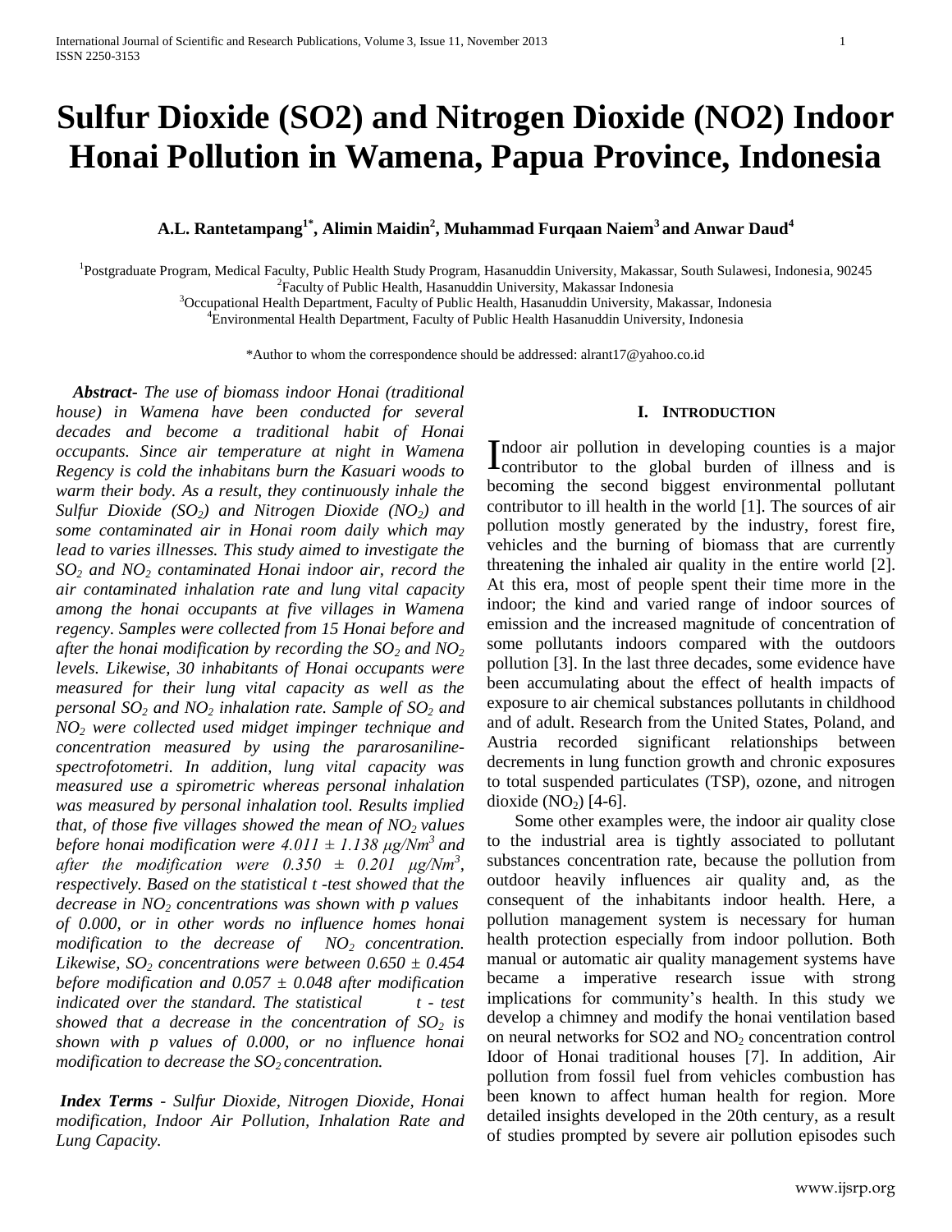# Sulfur Dioxide (SO2) and Nitrogen Dioxide (NO2) Indoor Honai Pollution in Wamena, Papua Province, Indonesia

**A.L. Rantetampang[1*], Alimin Maidin[2], Muhammad Furqaan Naiem[3] and Anwar Daud[4]**

[1]Postgraduate Program, Medical Faculty, Public Health Study Program, Hasanuddin University, Makassar, South Sulawesi, Indonesia, 90245
[2]Faculty of Public Health, Hasanuddin University, Makassar Indonesia
[3]Occupational Health Department, Faculty of Public Health, Hasanuddin University, Makassar, Indonesia
[4]Environmental Health Department, Faculty of Public Health Hasanuddin University, Indonesia

*Author to whom the correspondence should be addressed: alrant17@yahoo.co.id

***Abstract-*** *The use of biomass indoor Honai (traditional house) in Wamena have been conducted for several decades and become a traditional habit of Honai occupants. Since air temperature at night in Wamena Regency is cold the inhabitans burn the Kasuari woods to warm their body. As a result, they continuously inhale the Sulfur Dioxide ($SO_2$) and Nitrogen Dioxide ($NO_2$) and some contaminated air in Honai room daily which may lead to varies illnesses. This study aimed to investigate the $SO_2$ and $NO_2$ contaminated Honai indoor air, record the air contaminated inhalation rate and lung vital capacity among the honai occupants at five villages in Wamena regency. Samples were collected from 15 Honai before and after the honai modification by recording the $SO_2$ and $NO_2$ levels. Likewise, 30 inhabitants of Honai occupants were measured for their lung vital capacity as well as the personal $SO_2$ and $NO_2$ inhalation rate. Sample of $SO_2$ and $NO_2$ were collected used midget impinger technique and concentration measured by using the pararosaniline-spectrofotometri. In addition, lung vital capacity was measured use a spirometric whereas personal inhalation was measured by personal inhalation tool. Results implied that, of those five villages showed the mean of $NO_2$ values before honai modification were $4.011 \pm 1.138$ μg/Nm$^3$ and after the modification were $0.350 \pm 0.201$ μg/Nm$^3$, respectively. Based on the statistical t -test showed that the decrease in $NO_2$ concentrations was shown with p values of 0.000, or in other words no influence homes honai modification to the decrease of $NO_2$ concentration. Likewise, $SO_2$ concentrations were between $0.650 \pm 0.454$ before modification and $0.057 \pm 0.048$ after modification indicated over the standard. The statistical t - test showed that a decrease in the concentration of $SO_2$ is shown with p values of 0.000, or no influence honai modification to decrease the $SO_2$ concentration.*

***Index Terms*** *- Sulfur Dioxide, Nitrogen Dioxide, Honai modification, Indoor Air Pollution, Inhalation Rate and Lung Capacity.*

## I. Introduction

Indoor air pollution in developing counties is a major contributor to the global burden of illness and is becoming the second biggest environmental pollutant contributor to ill health in the world [1]. The sources of air pollution mostly generated by the industry, forest fire, vehicles and the burning of biomass that are currently threatening the inhaled air quality in the entire world [2]. At this era, most of people spent their time more in the indoor; the kind and varied range of indoor sources of emission and the increased magnitude of concentration of some pollutants indoors compared with the outdoors pollution [3]. In the last three decades, some evidence have been accumulating about the effect of health impacts of exposure to air chemical substances pollutants in childhood and of adult. Research from the United States, Poland, and Austria recorded significant relationships between decrements in lung function growth and chronic exposures to total suspended particulates (TSP), ozone, and nitrogen dioxide ($NO_2$) [4-6].

Some other examples were, the indoor air quality close to the industrial area is tightly associated to pollutant substances concentration rate, because the pollution from outdoor heavily influences air quality and, as the consequent of the inhabitants indoor health. Here, a pollution management system is necessary for human health protection especially from indoor pollution. Both manual or automatic air quality management systems have became a imperative research issue with strong implications for community's health. In this study we develop a chimney and modify the honai ventilation based on neural networks for SO2 and $NO_2$ concentration control Idoor of Honai traditional houses [7]. In addition, Air pollution from fossil fuel from vehicles combustion has been known to affect human health for region. More detailed insights developed in the 20th century, as a result of studies prompted by severe air pollution episodes such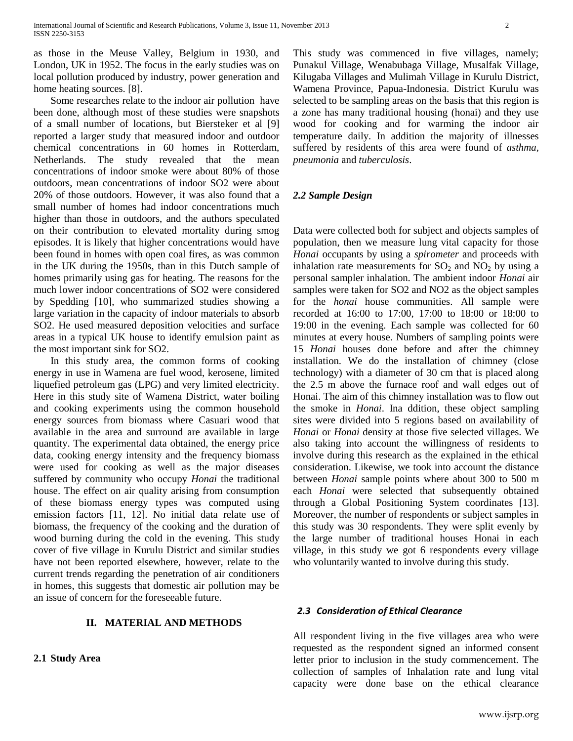as those in the Meuse Valley, Belgium in 1930, and London, UK in 1952. The focus in the early studies was on local pollution produced by industry, power generation and home heating sources. [8].

Some researches relate to the indoor air pollution have been done, although most of these studies were snapshots of a small number of locations, but Biersteker et al [9] reported a larger study that measured indoor and outdoor chemical concentrations in 60 homes in Rotterdam, Netherlands. The study revealed that the mean concentrations of indoor smoke were about 80% of those outdoors, mean concentrations of indoor SO2 were about 20% of those outdoors. However, it was also found that a small number of homes had indoor concentrations much higher than those in outdoors, and the authors speculated on their contribution to elevated mortality during smog episodes. It is likely that higher concentrations would have been found in homes with open coal fires, as was common in the UK during the 1950s, than in this Dutch sample of homes primarily using gas for heating. The reasons for the much lower indoor concentrations of SO2 were considered by Spedding [10], who summarized studies showing a large variation in the capacity of indoor materials to absorb SO2. He used measured deposition velocities and surface areas in a typical UK house to identify emulsion paint as the most important sink for SO2.

In this study area, the common forms of cooking energy in use in Wamena are fuel wood, kerosene, limited liquefied petroleum gas (LPG) and very limited electricity. Here in this study site of Wamena District, water boiling and cooking experiments using the common household energy sources from biomass where Casuari wood that available in the area and surround are available in large quantity. The experimental data obtained, the energy price data, cooking energy intensity and the frequency biomass were used for cooking as well as the major diseases suffered by community who occupy *Honai* the traditional house. The effect on air quality arising from consumption of these biomass energy types was computed using emission factors [11, 12]. No initial data relate use of biomass, the frequency of the cooking and the duration of wood burning during the cold in the evening. This study cover of five village in Kurulu District and similar studies have not been reported elsewhere, however, relate to the current trends regarding the penetration of air conditioners in homes, this suggests that domestic air pollution may be an issue of concern for the foreseeable future.

## II. MATERIAL AND METHODS

### 2.1 Study Area

This study was commenced in five villages, namely; Punakul Village, Wenabubaga Village, Musalfak Village, Kilugaba Villages and Mulimah Village in Kurulu District, Wamena Province, Papua-Indonesia. District Kurulu was selected to be sampling areas on the basis that this region is a zone has many traditional housing (honai) and they use wood for cooking and for warming the indoor air temperature daily. In addition the majority of illnesses suffered by residents of this area were found of *asthma, pneumonia* and *tuberculosis*.

### *2.2 Sample Design*

Data were collected both for subject and objects samples of population, then we measure lung vital capacity for those *Honai* occupants by using a *spirometer* and proceeds with inhalation rate measurements for $SO_2$ and $NO_2$ by using a personal sampler inhalation. The ambient indoor *Honai* air samples were taken for SO2 and NO2 as the object samples for the *honai* house communities. All sample were recorded at 16:00 to 17:00, 17:00 to 18:00 or 18:00 to 19:00 in the evening. Each sample was collected for 60 minutes at every house. Numbers of sampling points were 15 *Honai* houses done before and after the chimney installation. We do the installation of chimney (close technology) with a diameter of 30 cm that is placed along the 2.5 m above the furnace roof and wall edges out of Honai. The aim of this chimney installation was to flow out the smoke in *Honai*. Ina ddition, these object sampling sites were divided into 5 regions based on availability of *Honai* or *Honai* density at those five selected villages. We also taking into account the willingness of residents to involve during this research as the explained in the ethical consideration. Likewise, we took into account the distance between *Honai* sample points where about 300 to 500 m each *Honai* were selected that subsequently obtained through a Global Positioning System coordinates [13]. Moreover, the number of respondents or subject samples in this study was 30 respondents. They were split evenly by the large number of traditional houses Honai in each village, in this study we got 6 respondents every village who voluntarily wanted to involve during this study.

### *2.3 Consideration of Ethical Clearance*

All respondent living in the five villages area who were requested as the respondent signed an informed consent letter prior to inclusion in the study commencement. The collection of samples of Inhalation rate and lung vital capacity were done base on the ethical clearance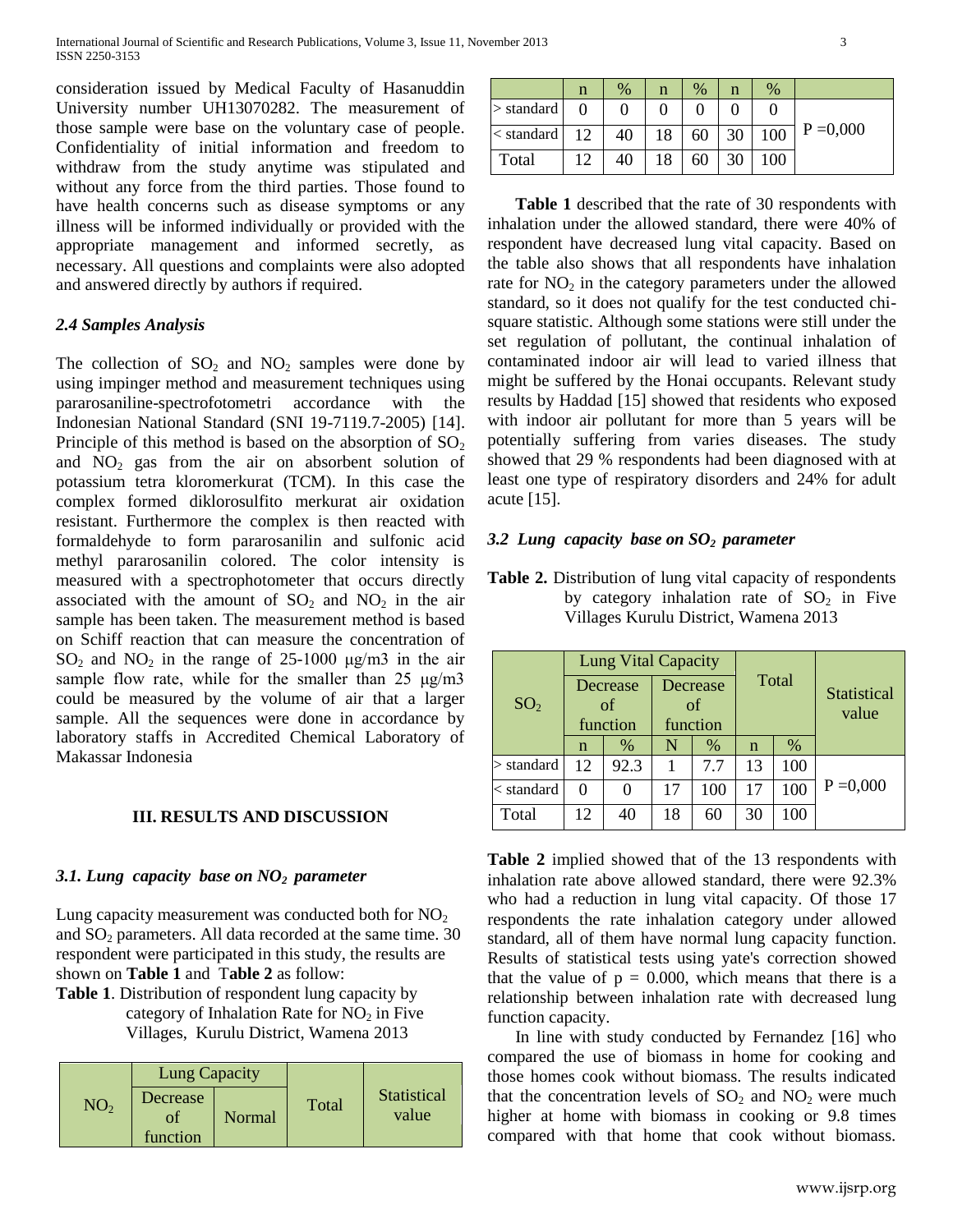consideration issued by Medical Faculty of Hasanuddin University number UH13070282. The measurement of those sample were base on the voluntary case of people. Confidentiality of initial information and freedom to withdraw from the study anytime was stipulated and without any force from the third parties. Those found to have health concerns such as disease symptoms or any illness will be informed individually or provided with the appropriate management and informed secretly, as necessary. All questions and complaints were also adopted and answered directly by authors if required.

### *2.4 Samples Analysis*

The collection of $SO_2$ and $NO_2$ samples were done by using impinger method and measurement techniques using pararosaniline-spectrofotometri accordance with the Indonesian National Standard (SNI 19-7119.7-2005) [14]. Principle of this method is based on the absorption of $SO_2$ and $NO_2$ gas from the air on absorbent solution of potassium tetra kloromerkurat (TCM). In this case the complex formed diklorosulfito merkurat air oxidation resistant. Furthermore the complex is then reacted with formaldehyde to form pararosanilin and sulfonic acid methyl pararosanilin colored. The color intensity is measured with a spectrophotometer that occurs directly associated with the amount of $SO_2$ and $NO_2$ in the air sample has been taken. The measurement method is based on Schiff reaction that can measure the concentration of $SO_2$ and $NO_2$ in the range of 25-1000 μg/m3 in the air sample flow rate, while for the smaller than 25 μg/m3 could be measured by the volume of air that a larger sample. All the sequences were done in accordance by laboratory staffs in Accredited Chemical Laboratory of Makassar Indonesia

## III. RESULTS AND DISCUSSION

### *3.1. Lung capacity base on $NO_2$ parameter*

Lung capacity measurement was conducted both for $NO_2$ and $SO_2$ parameters. All data recorded at the same time. 30 respondent were participated in this study, the results are shown on **Table 1** and T**able 2** as follow:

**Table 1**. Distribution of respondent lung capacity by category of Inhalation Rate for $NO_2$ in Five Villages, Kurulu District, Wamena 2013

| $NO_2$ | Lung Capacity | | | | Total | | Statistical value |
|---|---|---|---|---|---|---|---|
| | Decrease of function | | Normal | | | | |
| | n | % | n | % | n | % | |
| > standard | 0 | 0 | 0 | 0 | 0 | 0 | P =0,000 |
| < standard | 12 | 40 | 18 | 60 | 30 | 100 | |
| Total | 12 | 40 | 18 | 60 | 30 | 100 | |

**Table 1** described that the rate of 30 respondents with inhalation under the allowed standard, there were 40% of respondent have decreased lung vital capacity. Based on the table also shows that all respondents have inhalation rate for $NO_2$ in the category parameters under the allowed standard, so it does not qualify for the test conducted chi-square statistic. Although some stations were still under the set regulation of pollutant, the continual inhalation of contaminated indoor air will lead to varied illness that might be suffered by the Honai occupants. Relevant study results by Haddad [15] showed that residents who exposed with indoor air pollutant for more than 5 years will be potentially suffering from varies diseases. The study showed that 29 % respondents had been diagnosed with at least one type of respiratory disorders and 24% for adult acute [15].

### *3.2 Lung capacity base on $SO_2$ parameter*

**Table 2.** Distribution of lung vital capacity of respondents by category inhalation rate of $SO_2$ in Five Villages Kurulu District, Wamena 2013

| $SO_2$ | Lung Vital Capacity | | | | Total | | Statistical value |
|---|---|---|---|---|---|---|---|
| | Decrease of function | | Decrease of function | | | | |
| | n | % | N | % | n | % | |
| > standard | 12 | 92.3 | 1 | 7.7 | 13 | 100 | P =0,000 |
| < standard | 0 | 0 | 17 | 100 | 17 | 100 | |
| Total | 12 | 40 | 18 | 60 | 30 | 100 | |

**Table 2** implied showed that of the 13 respondents with inhalation rate above allowed standard, there were 92.3% who had a reduction in lung vital capacity. Of those 17 respondents the rate inhalation category under allowed standard, all of them have normal lung capacity function. Results of statistical tests using yate's correction showed that the value of p = 0.000, which means that there is a relationship between inhalation rate with decreased lung function capacity.

In line with study conducted by Fernandez [16] who compared the use of biomass in home for cooking and those homes cook without biomass. The results indicated that the concentration levels of $SO_2$ and $NO_2$ were much higher at home with biomass in cooking or 9.8 times compared with that home that cook without biomass.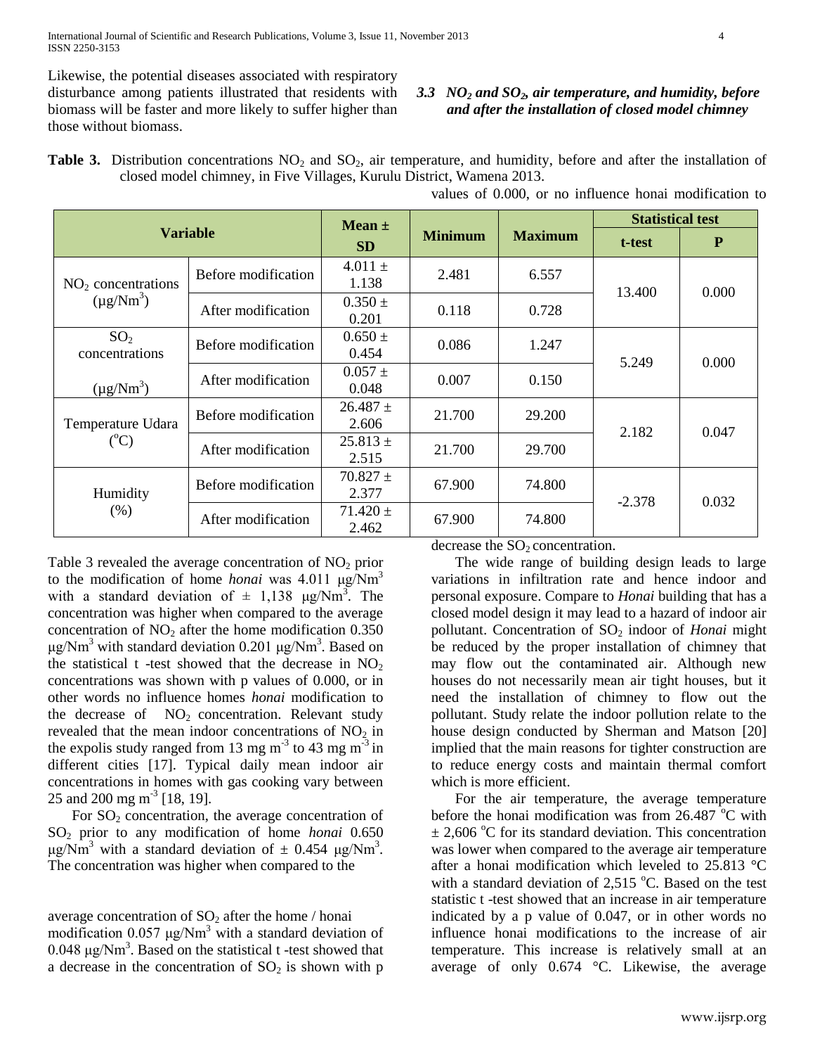Likewise, the potential diseases associated with respiratory disturbance among patients illustrated that residents with biomass will be faster and more likely to suffer higher than those without biomass.

### 3.3 $NO_2$ and $SO_2$, air temperature, and humidity, before and after the installation of closed model chimney

**Table 3.** Distribution concentrations $NO_2$ and $SO_2$, air temperature, and humidity, before and after the installation of closed model chimney, in Five Villages, Kurulu District, Wamena 2013.

| Variable | | Mean ± SD | Minimum | Maximum | Statistical test | |
|---|---|---|---|---|---|---|
| | | | | | t-test | P |
| $NO_2$ concentrations ($\mu g/Nm^3$) | Before modification | 4.011 ± 1.138 | 2.481 | 6.557 | 13.400 | 0.000 |
| | After modification | 0.350 ± 0.201 | 0.118 | 0.728 | | |
| $SO_2$ concentrations ($\mu g/Nm^3$) | Before modification | 0.650 ± 0.454 | 0.086 | 1.247 | 5.249 | 0.000 |
| | After modification | 0.057 ± 0.048 | 0.007 | 0.150 | | |
| Temperature Udara ($^oC$) | Before modification | 26.487 ± 2.606 | 21.700 | 29.200 | 2.182 | 0.047 |
| | After modification | 25.813 ± 2.515 | 21.700 | 29.700 | | |
| Humidity (%) | Before modification | 70.827 ± 2.377 | 67.900 | 74.800 | -2.378 | 0.032 |
| | After modification | 71.420 ± 2.462 | 67.900 | 74.800 | | |

Table 3 revealed the average concentration of $NO_2$ prior to the modification of home *honai* was 4.011 $\mu g/Nm^3$ with a standard deviation of ± 1,138 $\mu g/Nm^3$. The concentration was higher when compared to the average concentration of $NO_2$ after the home modification 0.350 $\mu g/Nm^3$ with standard deviation 0.201 $\mu g/Nm^3$. Based on the statistical t -test showed that the decrease in $NO_2$ concentrations was shown with p values of 0.000, or in other words no influence homes *honai* modification to the decrease of $NO_2$ concentration. Relevant study revealed that the mean indoor concentrations of $NO_2$ in the expolis study ranged from 13 mg $m^{-3}$ to 43 mg $m^{-3}$ in different cities [17]. Typical daily mean indoor air concentrations in homes with gas cooking vary between 25 and 200 mg $m^{-3}$ [18, 19].

For $SO_2$ concentration, the average concentration of $SO_2$ prior to any modification of home *honai* 0.650 $\mu g/Nm^3$ with a standard deviation of ± 0.454 $\mu g/Nm^3$. The concentration was higher when compared to the average concentration of $SO_2$ after the home / honai modification 0.057 $\mu g/Nm^3$ with a standard deviation of 0.048 $\mu g/Nm^3$. Based on the statistical t -test showed that a decrease in the concentration of $SO_2$ is shown with p values of 0.000, or no influence honai modification to decrease the $SO_2$ concentration.

The wide range of building design leads to large variations in infiltration rate and hence indoor and personal exposure. Compare to *Honai* building that has a closed model design it may lead to a hazard of indoor air pollutant. Concentration of $SO_2$ indoor of *Honai* might be reduced by the proper installation of chimney that may flow out the contaminated air. Although new houses do not necessarily mean air tight houses, but it need the installation of chimney to flow out the pollutant. Study relate the indoor pollution relate to the house design conducted by Sherman and Matson [20] implied that the main reasons for tighter construction are to reduce energy costs and maintain thermal comfort which is more efficient.

For the air temperature, the average temperature before the honai modification was from 26.487 $^oC$ with ± 2,606 $^oC$ for its standard deviation. This concentration was lower when compared to the average air temperature after a honai modification which leveled to 25.813 °C with a standard deviation of 2,515 $^oC$. Based on the test statistic t -test showed that an increase in air temperature indicated by a p value of 0.047, or in other words no influence honai modifications to the increase of air temperature. This increase is relatively small at an average of only 0.674 °C. Likewise, the average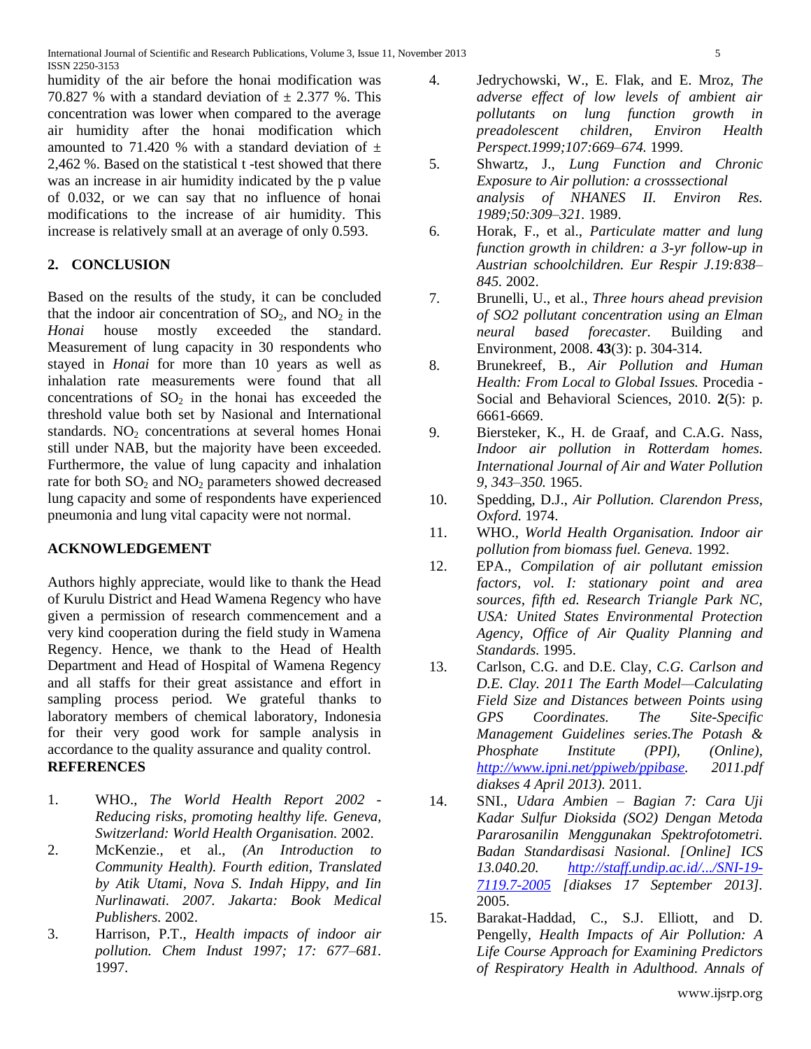humidity of the air before the honai modification was 70.827 % with a standard deviation of ± 2.377 %. This concentration was lower when compared to the average air humidity after the honai modification which amounted to 71.420 % with a standard deviation of ± 2,462 %. Based on the statistical t -test showed that there was an increase in air humidity indicated by the p value of 0.032, or we can say that no influence of honai modifications to the increase of air humidity. This increase is relatively small at an average of only 0.593.

## 2. CONCLUSION

Based on the results of the study, it can be concluded that the indoor air concentration of $SO_2$, and $NO_2$ in the *Honai* house mostly exceeded the standard. Measurement of lung capacity in 30 respondents who stayed in *Honai* for more than 10 years as well as inhalation rate measurements were found that all concentrations of $SO_2$ in the honai has exceeded the threshold value both set by Nasional and International standards. $NO_2$ concentrations at several homes Honai still under NAB, but the majority have been exceeded. Furthermore, the value of lung capacity and inhalation rate for both $SO_2$ and $NO_2$ parameters showed decreased lung capacity and some of respondents have experienced pneumonia and lung vital capacity were not normal.

## ACKNOWLEDGEMENT

Authors highly appreciate, would like to thank the Head of Kurulu District and Head Wamena Regency who have given a permission of research commencement and a very kind cooperation during the field study in Wamena Regency. Hence, we thank to the Head of Health Department and Head of Hospital of Wamena Regency and all staffs for their great assistance and effort in sampling process period. We grateful thanks to laboratory members of chemical laboratory, Indonesia for their very good work for sample analysis in accordance to the quality assurance and quality control.

## REFERENCES

1. WHO., *The World Health Report 2002 - Reducing risks, promoting healthy life. Geneva, Switzerland: World Health Organisation.* 2002.
2. McKenzie., et al., *(An Introduction to Community Health). Fourth edition, Translated by Atik Utami, Nova S. Indah Hippy, and Iin Nurlinawati. 2007. Jakarta: Book Medical Publishers.* 2002.
3. Harrison, P.T., *Health impacts of indoor air pollution. Chem Indust 1997; 17: 677–681.* 1997.
4. Jedrychowski, W., E. Flak, and E. Mroz, *The adverse effect of low levels of ambient air pollutants on lung function growth in preadolescent children, Environ Health Perspect.1999;107:669–674.* 1999.
5. Shwartz, J., *Lung Function and Chronic Exposure to Air pollution: a crosssectional analysis of NHANES II. Environ Res. 1989;50:309–321.* 1989.
6. Horak, F., et al., *Particulate matter and lung function growth in children: a 3-yr follow-up in Austrian schoolchildren. Eur Respir J.19:838–845.* 2002.
7. Brunelli, U., et al., *Three hours ahead prevision of SO2 pollutant concentration using an Elman neural based forecaster.* Building and Environment, 2008. **43**(3): p. 304-314.
8. Brunekreef, B., *Air Pollution and Human Health: From Local to Global Issues.* Procedia - Social and Behavioral Sciences, 2010. **2**(5): p. 6661-6669.
9. Biersteker, K., H. de Graaf, and C.A.G. Nass, *Indoor air pollution in Rotterdam homes. International Journal of Air and Water Pollution 9, 343–350.* 1965.
10. Spedding, D.J., *Air Pollution. Clarendon Press, Oxford.* 1974.
11. WHO., *World Health Organisation. Indoor air pollution from biomass fuel. Geneva.* 1992.
12. EPA., *Compilation of air pollutant emission factors, vol. I: stationary point and area sources, fifth ed. Research Triangle Park NC, USA: United States Environmental Protection Agency, Office of Air Quality Planning and Standards.* 1995.
13. Carlson, C.G. and D.E. Clay, *C.G. Carlson and D.E. Clay. 2011 The Earth Model—Calculating Field Size and Distances between Points using GPS Coordinates. The Site-Specific Management Guidelines series.The Potash & Phosphate Institute (PPI), (Online), http://www.ipni.net/ppiweb/ppibase. 2011.pdf diakses 4 April 2013).* 2011.
14. SNI., *Udara Ambien – Bagian 7: Cara Uji Kadar Sulfur Dioksida (SO2) Dengan Metoda Pararosanilin Menggunakan Spektrofotometri. Badan Standardisasi Nasional. [Online] ICS 13.040.20. http://staff.undip.ac.id/.../SNI-19-7119.7-2005 [diakses 17 September 2013].* 2005.
15. Barakat-Haddad, C., S.J. Elliott, and D. Pengelly, *Health Impacts of Air Pollution: A Life Course Approach for Examining Predictors of Respiratory Health in Adulthood. Annals of*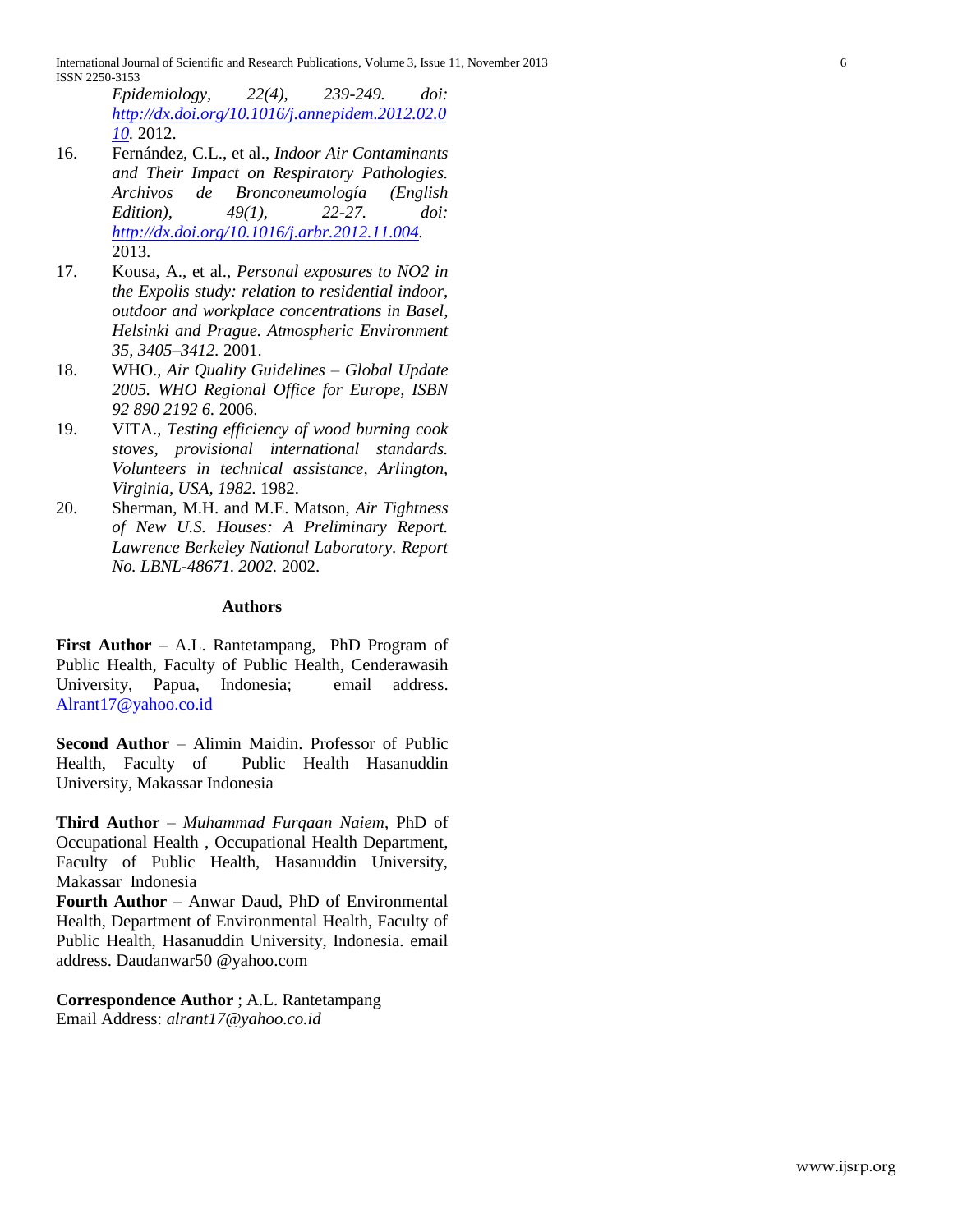*Epidemiology, 22(4), 239-249. doi: http://dx.doi.org/10.1016/j.annepidem.2012.02.010.* 2012.

16. Fernández, C.L., et al., *Indoor Air Contaminants and Their Impact on Respiratory Pathologies. Archivos de Bronconeumología (English Edition), 49(1), 22-27. doi: http://dx.doi.org/10.1016/j.arbr.2012.11.004.* 2013.
17. Kousa, A., et al., *Personal exposures to NO2 in the Expolis study: relation to residential indoor, outdoor and workplace concentrations in Basel, Helsinki and Prague. Atmospheric Environment 35, 3405–3412.* 2001.
18. WHO., *Air Quality Guidelines – Global Update 2005. WHO Regional Office for Europe, ISBN 92 890 2192 6.* 2006.
19. VITA., *Testing efficiency of wood burning cook stoves, provisional international standards. Volunteers in technical assistance, Arlington, Virginia, USA, 1982.* 1982.
20. Sherman, M.H. and M.E. Matson, *Air Tightness of New U.S. Houses: A Preliminary Report. Lawrence Berkeley National Laboratory. Report No. LBNL-48671. 2002.* 2002.

## Authors

**First Author** – A.L. Rantetampang, PhD Program of Public Health, Faculty of Public Health, Cenderawasih University, Papua, Indonesia; email address. Alrant17@yahoo.co.id

**Second Author** – Alimin Maidin. Professor of Public Health, Faculty of Public Health Hasanuddin University, Makassar Indonesia

**Third Author** – *Muhammad Furqaan Naiem,* PhD of Occupational Health , Occupational Health Department, Faculty of Public Health, Hasanuddin University, Makassar Indonesia

**Fourth Author** – Anwar Daud, PhD of Environmental Health, Department of Environmental Health, Faculty of Public Health, Hasanuddin University, Indonesia. email address. Daudanwar50 @yahoo.com

**Correspondence Author** ; A.L. Rantetampang
Email Address: *alrant17@yahoo.co.id*